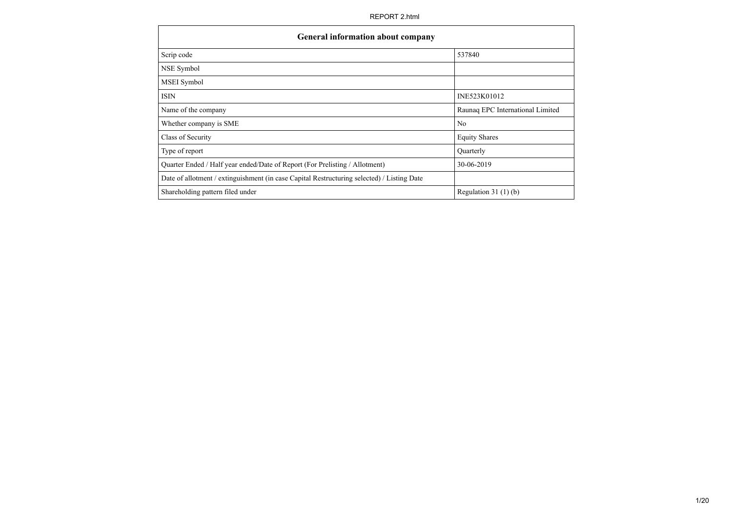| General information about company | |
|---|---|
| Scrip code | 537840 |
| NSE Symbol | |
| MSEI Symbol | |
| ISIN | INE523K01012 |
| Name of the company | Raunaq EPC International Limited |
| Whether company is SME | No |
| Class of Security | Equity Shares |
| Type of report | Quarterly |
| Quarter Ended / Half year ended/Date of Report (For Prelisting / Allotment) | 30-06-2019 |
| Date of allotment / extinguishment (in case Capital Restructuring selected) / Listing Date | |
| Shareholding pattern filed under | Regulation 31 (1) (b) |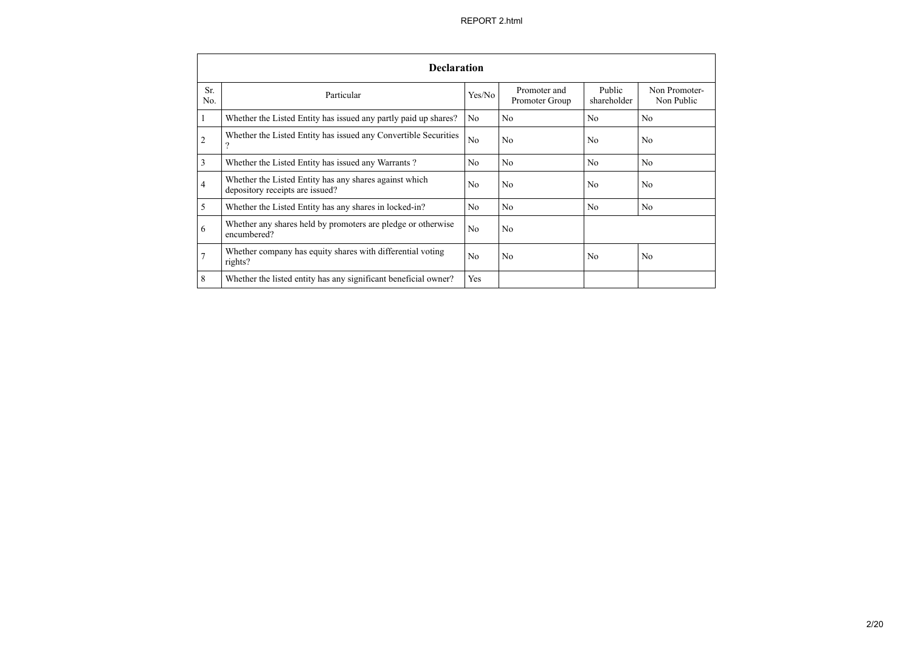| Declaration | | | | | |
|---|---|---|---|---|---|
| Sr. No. | Particular | Yes/No | Promoter and Promoter Group | Public shareholder | Non Promoter- Non Public |
| 1 | Whether the Listed Entity has issued any partly paid up shares? | No | No | No | No |
| 2 | Whether the Listed Entity has issued any Convertible Securities ? | No | No | No | No |
| 3 | Whether the Listed Entity has issued any Warrants ? | No | No | No | No |
| 4 | Whether the Listed Entity has any shares against which depository receipts are issued? | No | No | No | No |
| 5 | Whether the Listed Entity has any shares in locked-in? | No | No | No | No |
| 6 | Whether any shares held by promoters are pledge or otherwise encumbered? | No | No | | |
| 7 | Whether company has equity shares with differential voting rights? | No | No | No | No |
| 8 | Whether the listed entity has any significant beneficial owner? | Yes | | | |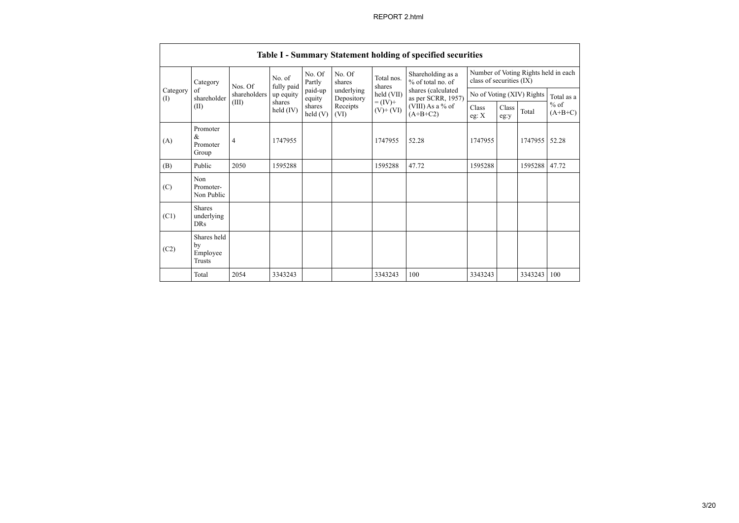| Table I - Summary Statement holding of specified securities | | | | | | | | | | | | |
|---|---|---|---|---|---|---|---|---|---|---|---|---|
| Category (I) | Category of shareholder (II) | Nos. Of shareholders (III) | No. of fully paid up equity shares held (IV) | No. Of Partly paid-up equity shares held (V) | No. Of shares underlying Depository Receipts (VI) | Total nos. shares held (VII) = (IV)+ (V)+ (VI) | Shareholding as a % of total no. of shares (calculated as per SCRR, 1957) (VIII) As a % of (A+B+C2) | Number of Voting Rights held in each class of securities (IX) | | | |
| | | | | | | | | No of Voting (XIV) Rights | | | Total as a % of (A+B+C) |
| | | | | | | | | Class eg: X | Class eg:y | Total | |
| (A) | Promoter & Promoter Group | 4 | 1747955 | | | 1747955 | 52.28 | 1747955 | | 1747955 | 52.28 |
| (B) | Public | 2050 | 1595288 | | | 1595288 | 47.72 | 1595288 | | 1595288 | 47.72 |
| (C) | Non Promoter- Non Public | | | | | | | | | | |
| (C1) | Shares underlying DRs | | | | | | | | | | |
| (C2) | Shares held by Employee Trusts | | | | | | | | | | |
| | Total | 2054 | 3343243 | | | 3343243 | 100 | 3343243 | | 3343243 | 100 |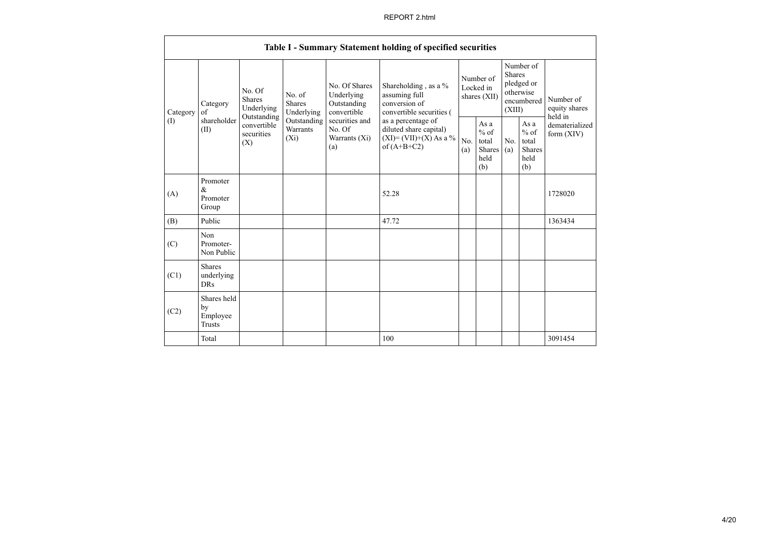| Table I - Summary Statement holding of specified securities | | | | | | | | | | |
|---|---|---|---|---|---|---|---|---|---|---|
| Category (I) | Category of shareholder (II) | No. Of Shares Underlying Outstanding convertible securities (X) | No. of Shares Underlying Outstanding Warrants (Xi) | No. Of Shares Underlying Outstanding convertible securities and No. Of Warrants (Xi) (a) | Shareholding , as a % assuming full conversion of convertible securities ( as a percentage of diluted share capital) (XI)= (VII)+(X) As a % of (A+B+C2) | Number of Locked in shares (XII) | | Number of Shares pledged or otherwise encumbered (XIII) | | Number of equity shares held in dematerialized form (XIV) |
| | | | | | | No. (a) | As a % of total Shares held (b) | No. (a) | As a % of total Shares held (b) | |
| (A) | Promoter & Promoter Group | | | | 52.28 | | | | | 1728020 |
| (B) | Public | | | | 47.72 | | | | | 1363434 |
| (C) | Non Promoter- Non Public | | | | | | | | | |
| (C1) | Shares underlying DRs | | | | | | | | | |
| (C2) | Shares held by Employee Trusts | | | | | | | | | |
| | Total | | | | 100 | | | | | 3091454 |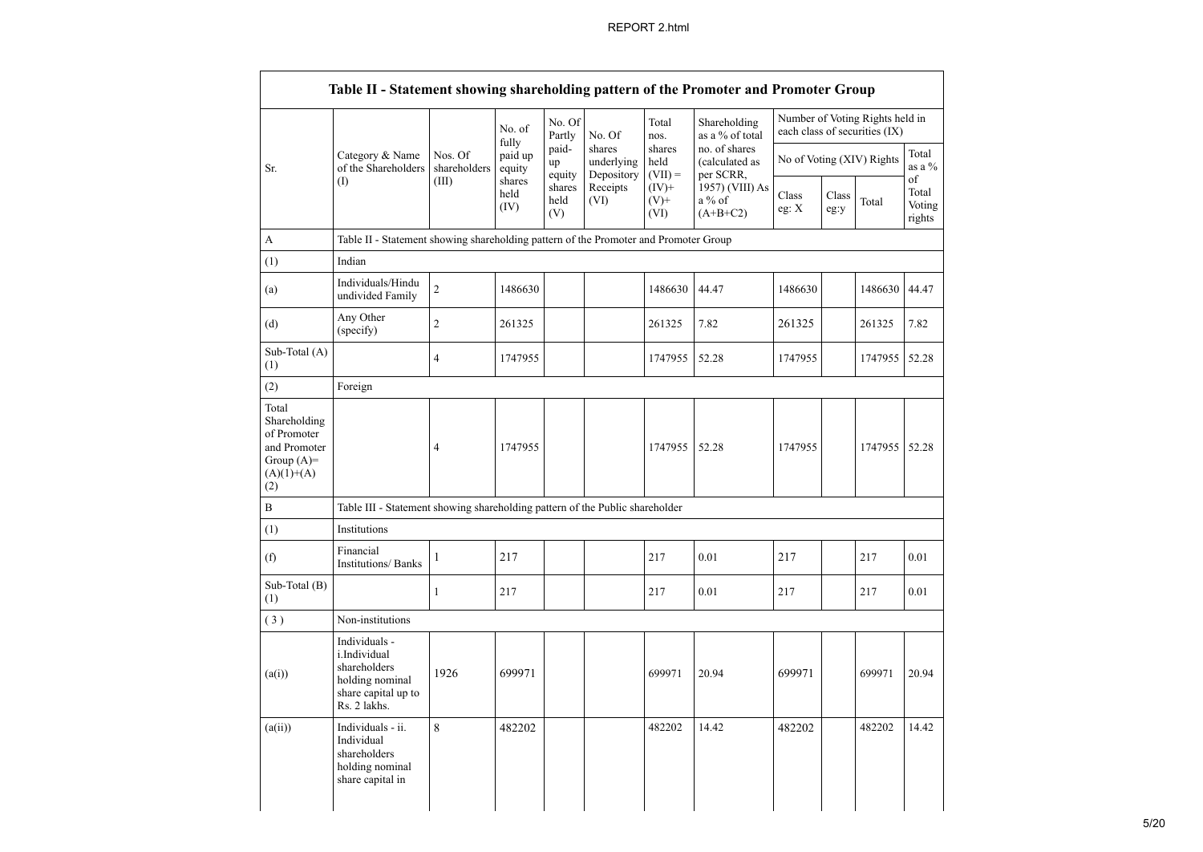| Table II - Statement showing shareholding pattern of the Promoter and Promoter Group | | | | | | | | | | | | |
|---|---|---|---|---|---|---|---|---|---|---|---|---|
| Sr. | Category & Name of the Shareholders (I) | Nos. Of shareholders (III) | No. of fully paid up equity shares held (IV) | No. Of Partly paid-up equity shares held (V) | No. Of shares underlying Depository Receipts (VI) | Total nos. shares held (VII) = (IV)+ (V)+ (VI) | Shareholding as a % of total no. of shares (calculated as per SCRR, 1957) (VIII) As a % of (A+B+C2) | Number of Voting Rights held in each class of securities (IX) | | | |
| | | | | | | | | No of Voting (XIV) Rights | | | Total as a % of Total Voting rights |
| | | | | | | | | Class eg: X | Class eg:y | Total | |
| A | Table II - Statement showing shareholding pattern of the Promoter and Promoter Group | | | | | | | | | | |
| (1) | Indian | | | | | | | | | | |
| (a) | Individuals/Hindu undivided Family | 2 | 1486630 | | | 1486630 | 44.47 | 1486630 | | 1486630 | 44.47 |
| (d) | Any Other (specify) | 2 | 261325 | | | 261325 | 7.82 | 261325 | | 261325 | 7.82 |
| Sub-Total (A) (1) | | 4 | 1747955 | | | 1747955 | 52.28 | 1747955 | | 1747955 | 52.28 |
| (2) | Foreign | | | | | | | | | | |
| Total Shareholding of Promoter and Promoter Group (A)= (A)(1)+(A)(2) | | 4 | 1747955 | | | 1747955 | 52.28 | 1747955 | | 1747955 | 52.28 |
| B | Table III - Statement showing shareholding pattern of the Public shareholder | | | | | | | | | | |
| (1) | Institutions | | | | | | | | | | |
| (f) | Financial Institutions/ Banks | 1 | 217 | | | 217 | 0.01 | 217 | | 217 | 0.01 |
| Sub-Total (B) (1) | | 1 | 217 | | | 217 | 0.01 | 217 | | 217 | 0.01 |
| ( 3 ) | Non-institutions | | | | | | | | | | |
| (a(i)) | Individuals - i.Individual shareholders holding nominal share capital up to Rs. 2 lakhs. | 1926 | 699971 | | | 699971 | 20.94 | 699971 | | 699971 | 20.94 |
| (a(ii)) | Individuals - ii. Individual shareholders holding nominal share capital in | 8 | 482202 | | | 482202 | 14.42 | 482202 | | 482202 | 14.42 |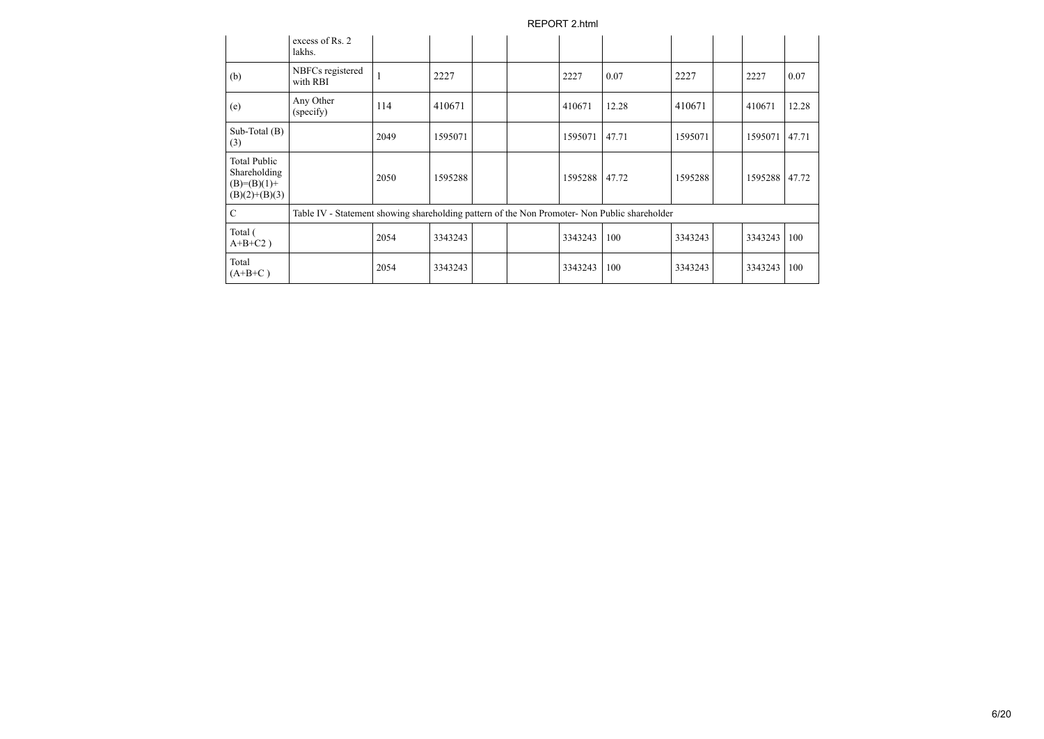|  | excess of Rs. 2 lakhs. |  |  |  |  |  |  |  |  |  |  |
|---|---|---|---|---|---|---|---|---|---|---|---|
| (b) | NBFCs registered with RBI | 1 | 2227 |  |  | 2227 | 0.07 | 2227 |  | 2227 | 0.07 |
| (e) | Any Other (specify) | 114 | 410671 |  |  | 410671 | 12.28 | 410671 |  | 410671 | 12.28 |
| Sub-Total (B)(3) |  | 2049 | 1595071 |  |  | 1595071 | 47.71 | 1595071 |  | 1595071 | 47.71 |
| Total Public Shareholding (B)=(B)(1)+(B)(2)+(B)(3) |  | 2050 | 1595288 |  |  | 1595288 | 47.72 | 1595288 |  | 1595288 | 47.72 |
| C | Table IV - Statement showing shareholding pattern of the Non Promoter- Non Public shareholder |  |  |  |  |  |  |  |  |  |  |
| Total ( A+B+C2 ) |  | 2054 | 3343243 |  |  | 3343243 | 100 | 3343243 |  | 3343243 | 100 |
| Total (A+B+C ) |  | 2054 | 3343243 |  |  | 3343243 | 100 | 3343243 |  | 3343243 | 100 |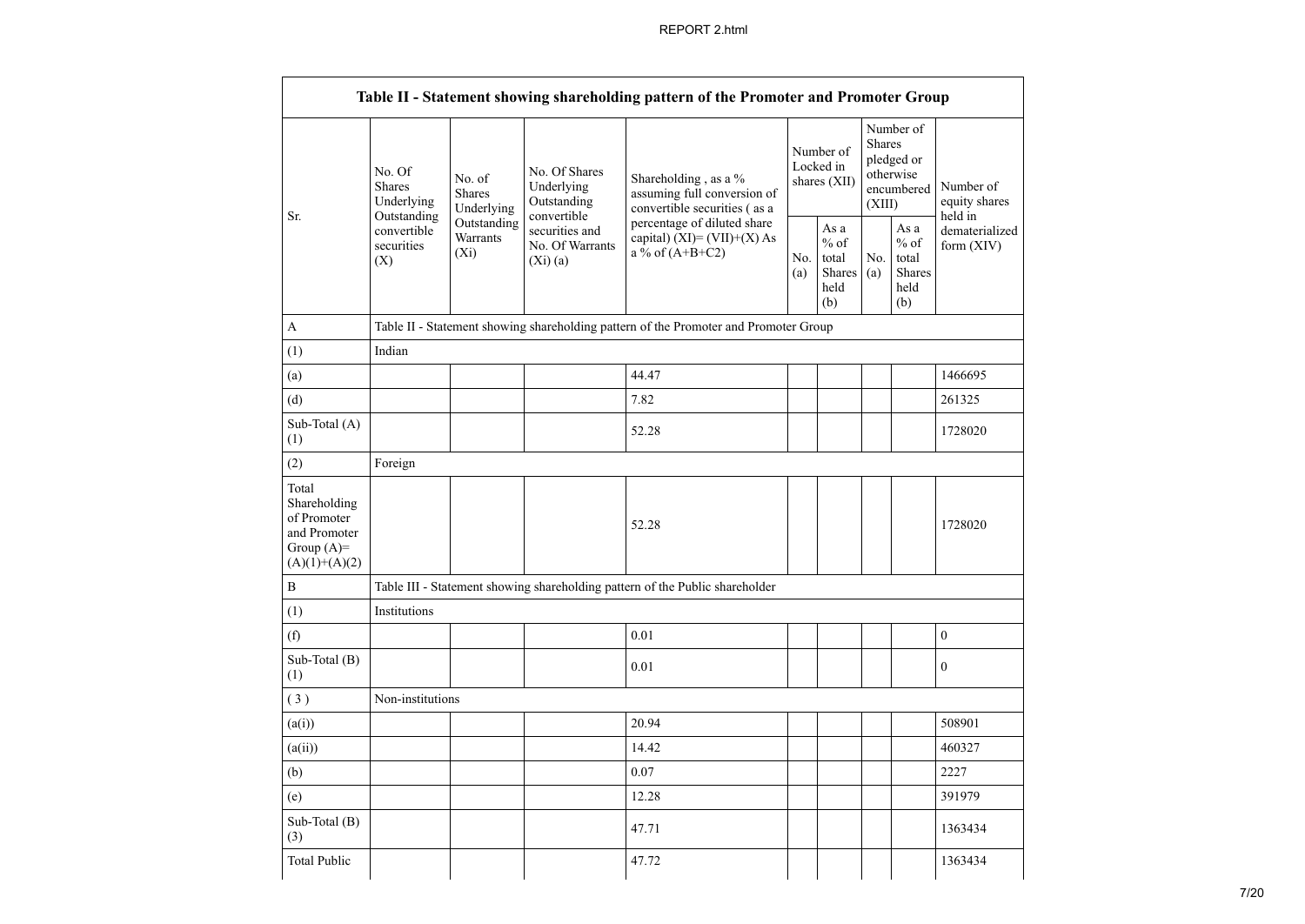| Table II - Statement showing shareholding pattern of the Promoter and Promoter Group | | | | | | | | | |
|---|---|---|---|---|---|---|---|---|---|
| Sr. | No. Of Shares Underlying Outstanding convertible securities (X) | No. of Shares Underlying Outstanding Warrants (Xi) | No. Of Shares Underlying Outstanding convertible securities and No. Of Warrants (Xi) (a) | Shareholding , as a % assuming full conversion of convertible securities ( as a percentage of diluted share capital) (XI)= (VII)+(X) As a % of (A+B+C2) | Number of Locked in shares (XII) | | Number of Shares pledged or otherwise encumbered (XIII) | | Number of equity shares held in dematerialized form (XIV) |
| | | | | | No. (a) | As a % of total Shares held (b) | No. (a) | As a % of total Shares held (b) | |
| A | Table II - Statement showing shareholding pattern of the Promoter and Promoter Group | | | | | | | | |
| (1) | Indian | | | | | | | | |
| (a) | | | | 44.47 | | | | | 1466695 |
| (d) | | | | 7.82 | | | | | 261325 |
| Sub-Total (A) (1) | | | | 52.28 | | | | | 1728020 |
| (2) | Foreign | | | | | | | | |
| Total Shareholding of Promoter and Promoter Group (A)= (A)(1)+(A)(2) | | | | 52.28 | | | | | 1728020 |
| B | Table III - Statement showing shareholding pattern of the Public shareholder | | | | | | | | |
| (1) | Institutions | | | | | | | | |
| (f) | | | | 0.01 | | | | | 0 |
| Sub-Total (B) (1) | | | | 0.01 | | | | | 0 |
| ( 3 ) | Non-institutions | | | | | | | | |
| (a(i)) | | | | 20.94 | | | | | 508901 |
| (a(ii)) | | | | 14.42 | | | | | 460327 |
| (b) | | | | 0.07 | | | | | 2227 |
| (e) | | | | 12.28 | | | | | 391979 |
| Sub-Total (B) (3) | | | | 47.71 | | | | | 1363434 |
| Total Public | | | | 47.72 | | | | | 1363434 |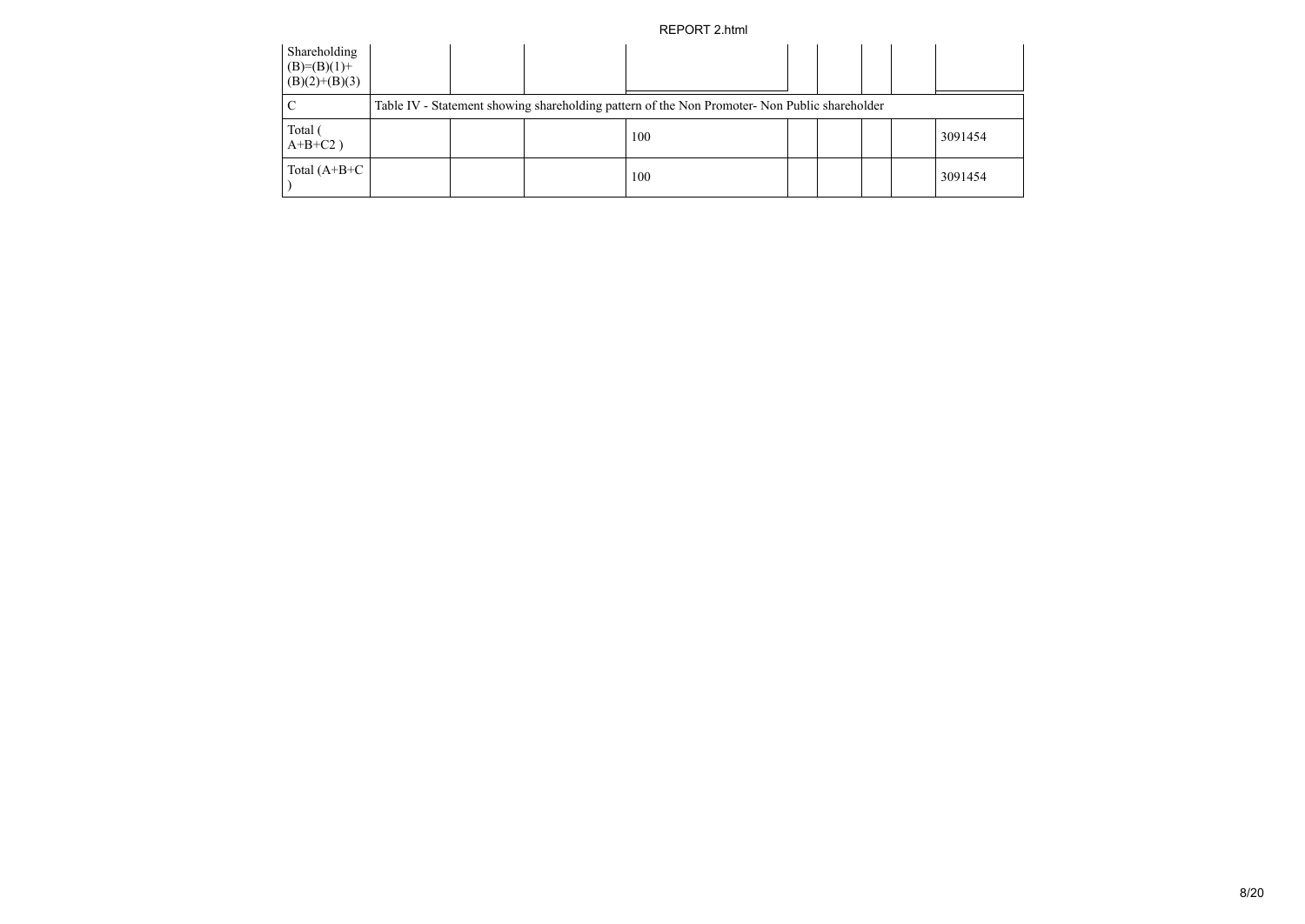| | | | | | | | | |
|---|---|---|---|---|---|---|---|---|
| Shareholding (B)=(B)(1)+(B)(2)+(B)(3) | | | | | | | | |
| C | Table IV - Statement showing shareholding pattern of the Non Promoter- Non Public shareholder | | | | | | | |
| Total ( A+B+C2 ) | | | 100 | | | | | 3091454 |
| Total (A+B+C ) | | | 100 | | | | | 3091454 |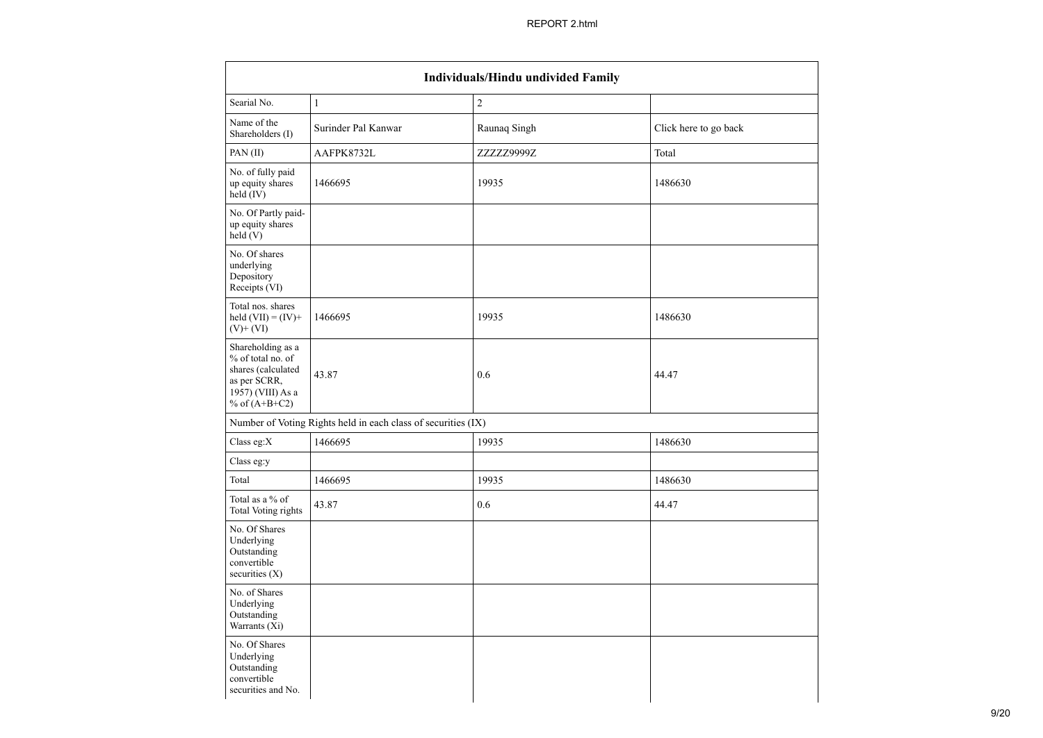| Individuals/Hindu undivided Family | | | |
|---|---|---|---|
| Searial No. | 1 | 2 | |
| Name of the Shareholders (I) | Surinder Pal Kanwar | Raunaq Singh | Click here to go back |
| PAN (II) | AAFPK8732L | ZZZZZ9999Z | Total |
| No. of fully paid up equity shares held (IV) | 1466695 | 19935 | 1486630 |
| No. Of Partly paid-up equity shares held (V) | | | |
| No. Of shares underlying Depository Receipts (VI) | | | |
| Total nos. shares held (VII) = (IV)+(V)+ (VI) | 1466695 | 19935 | 1486630 |
| Shareholding as a % of total no. of shares (calculated as per SCRR, 1957) (VIII) As a % of (A+B+C2) | 43.87 | 0.6 | 44.47 |
| Number of Voting Rights held in each class of securities (IX) | | | |
| Class eg:X | 1466695 | 19935 | 1486630 |
| Class eg:y | | | |
| Total | 1466695 | 19935 | 1486630 |
| Total as a % of Total Voting rights | 43.87 | 0.6 | 44.47 |
| No. Of Shares Underlying Outstanding convertible securities (X) | | | |
| No. of Shares Underlying Outstanding Warrants (Xi) | | | |
| No. Of Shares Underlying Outstanding convertible securities and No. | | | |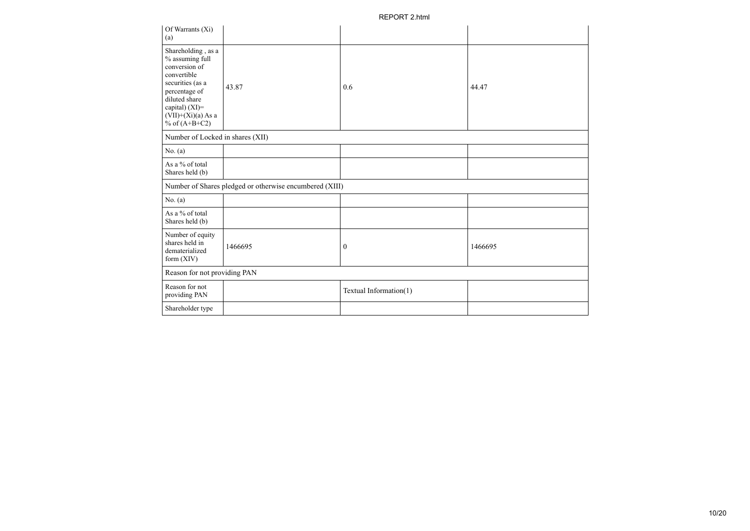| | | | |
|---|---|---|---|
| Of Warrants (Xi) (a) | | | |
| Shareholding , as a % assuming full conversion of convertible securities (as a percentage of diluted share capital) (XI)= (VII)+(Xi)(a) As a % of (A+B+C2) | 43.87 | 0.6 | 44.47 |
| Number of Locked in shares (XII) | | | |
| No. (a) | | | |
| As a % of total Shares held (b) | | | |
| Number of Shares pledged or otherwise encumbered (XIII) | | | |
| No. (a) | | | |
| As a % of total Shares held (b) | | | |
| Number of equity shares held in dematerialized form (XIV) | 1466695 | 0 | 1466695 |
| Reason for not providing PAN | | | |
| Reason for not providing PAN | | Textual Information(1) | |
| Shareholder type | | | |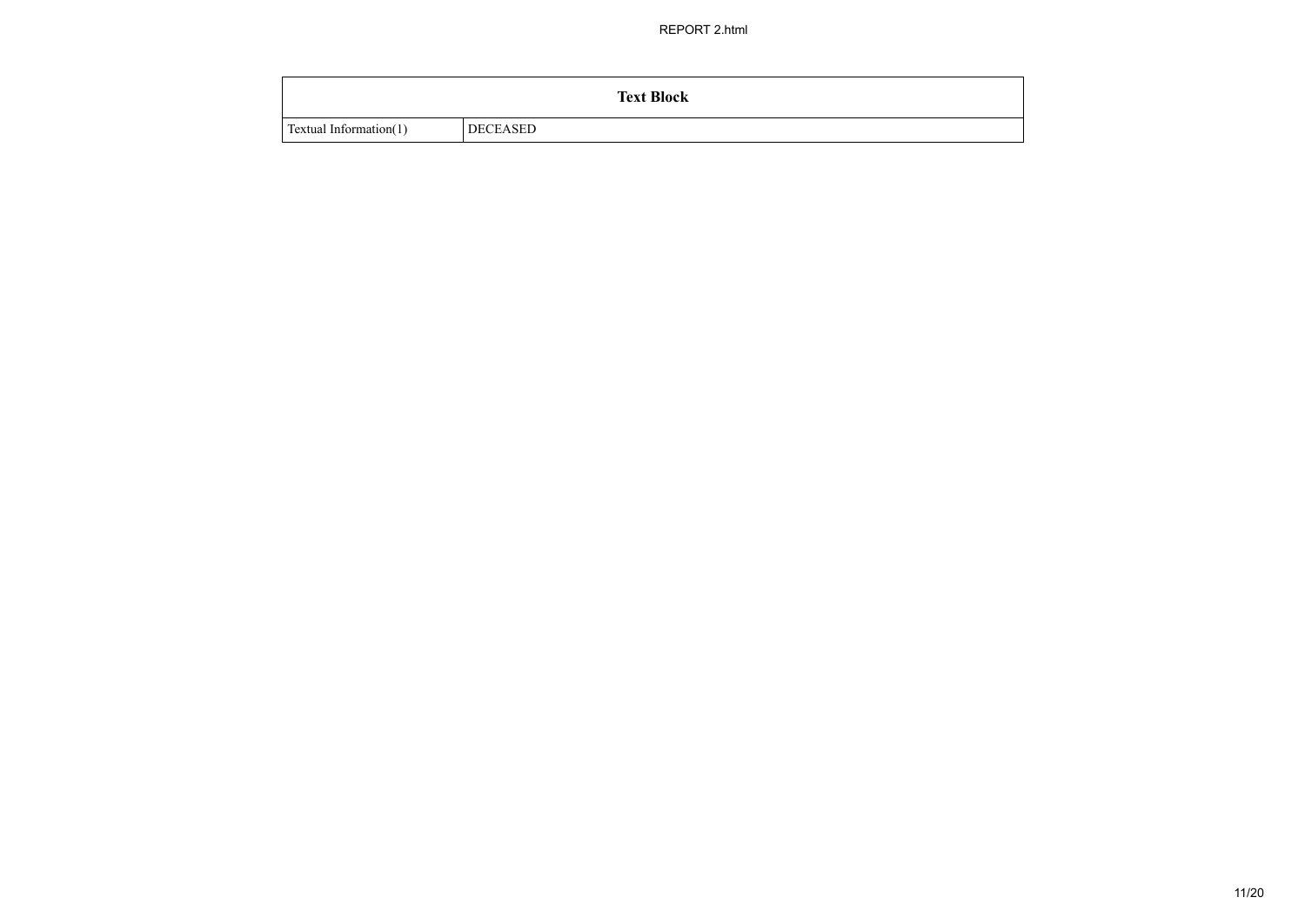| Text Block | |
|---|---|
| Textual Information(1) | DECEASED |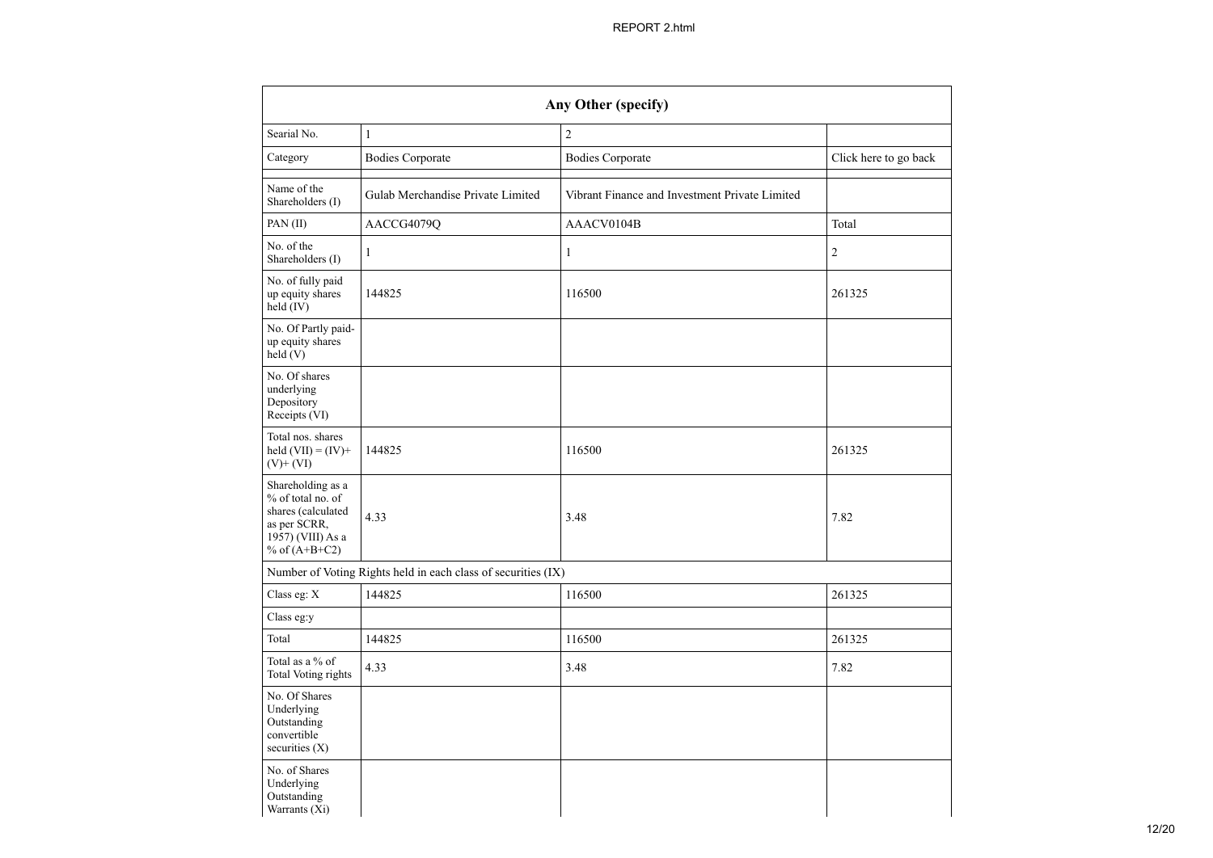| Any Other (specify) | | | |
|---|---|---|---|
| Searial No. | 1 | 2 | |
| Category | Bodies Corporate | Bodies Corporate | Click here to go back |
| Name of the Shareholders (I) | Gulab Merchandise Private Limited | Vibrant Finance and Investment Private Limited | |
| PAN (II) | AACCG4079Q | AAACV0104B | Total |
| No. of the Shareholders (I) | 1 | 1 | 2 |
| No. of fully paid up equity shares held (IV) | 144825 | 116500 | 261325 |
| No. Of Partly paid-up equity shares held (V) | | | |
| No. Of shares underlying Depository Receipts (VI) | | | |
| Total nos. shares held (VII) = (IV)+ (V)+ (VI) | 144825 | 116500 | 261325 |
| Shareholding as a % of total no. of shares (calculated as per SCRR, 1957) (VIII) As a % of (A+B+C2) | 4.33 | 3.48 | 7.82 |
| Number of Voting Rights held in each class of securities (IX) | | | |
| Class eg: X | 144825 | 116500 | 261325 |
| Class eg:y | | | |
| Total | 144825 | 116500 | 261325 |
| Total as a % of Total Voting rights | 4.33 | 3.48 | 7.82 |
| No. Of Shares Underlying Outstanding convertible securities (X) | | | |
| No. of Shares Underlying Outstanding Warrants (Xi) | | | |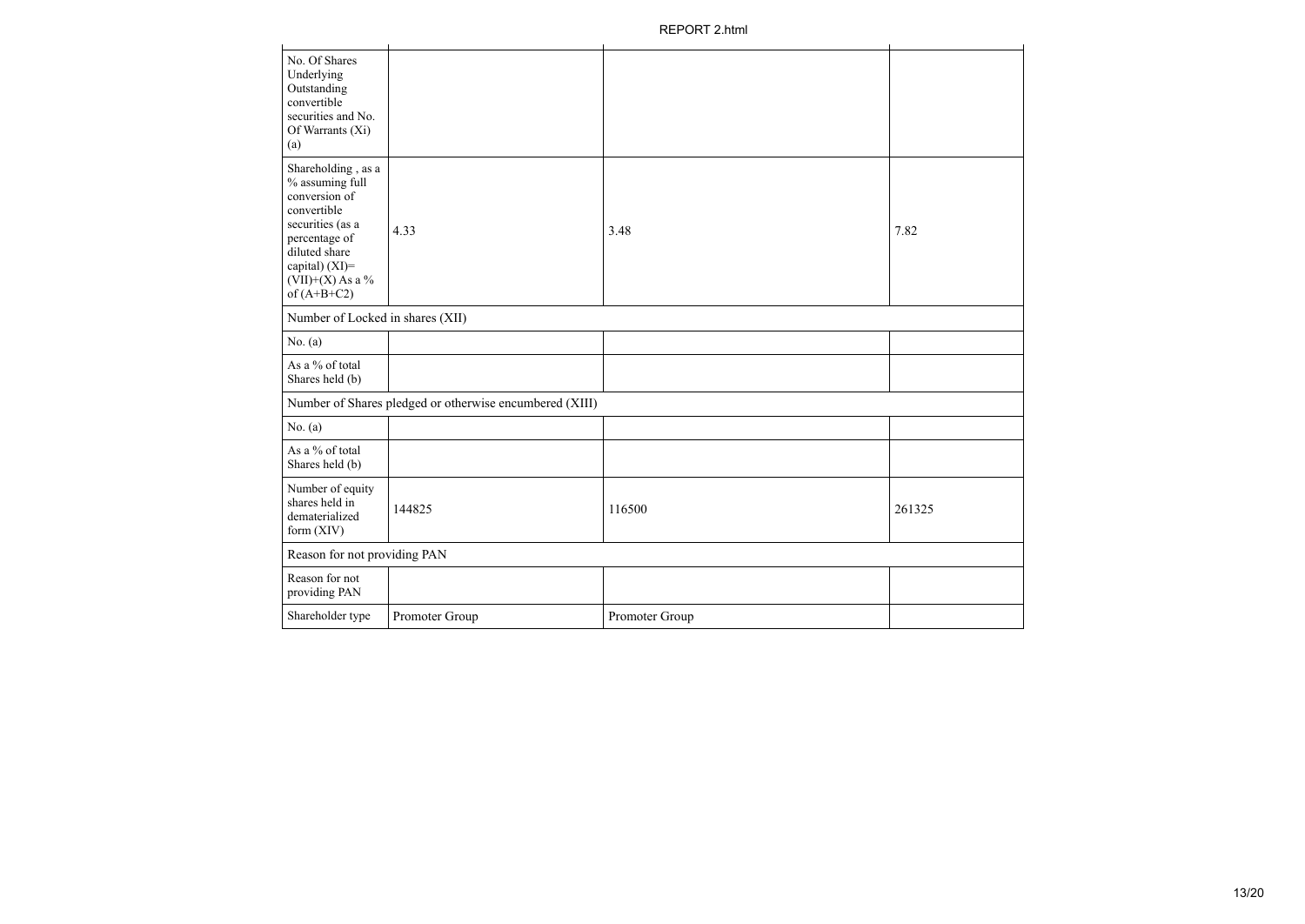| | | | |
|---|---|---|---|
| No. Of Shares Underlying Outstanding convertible securities and No. Of Warrants (Xi) (a) | | | |
| Shareholding , as a % assuming full conversion of convertible securities (as a percentage of diluted share capital) (XI)= (VII)+(X) As a % of (A+B+C2) | 4.33 | 3.48 | 7.82 |
| Number of Locked in shares (XII) | | | |
| No. (a) | | | |
| As a % of total Shares held (b) | | | |
| Number of Shares pledged or otherwise encumbered (XIII) | | | |
| No. (a) | | | |
| As a % of total Shares held (b) | | | |
| Number of equity shares held in dematerialized form (XIV) | 144825 | 116500 | 261325 |
| Reason for not providing PAN | | | |
| Reason for not providing PAN | | | |
| Shareholder type | Promoter Group | Promoter Group | |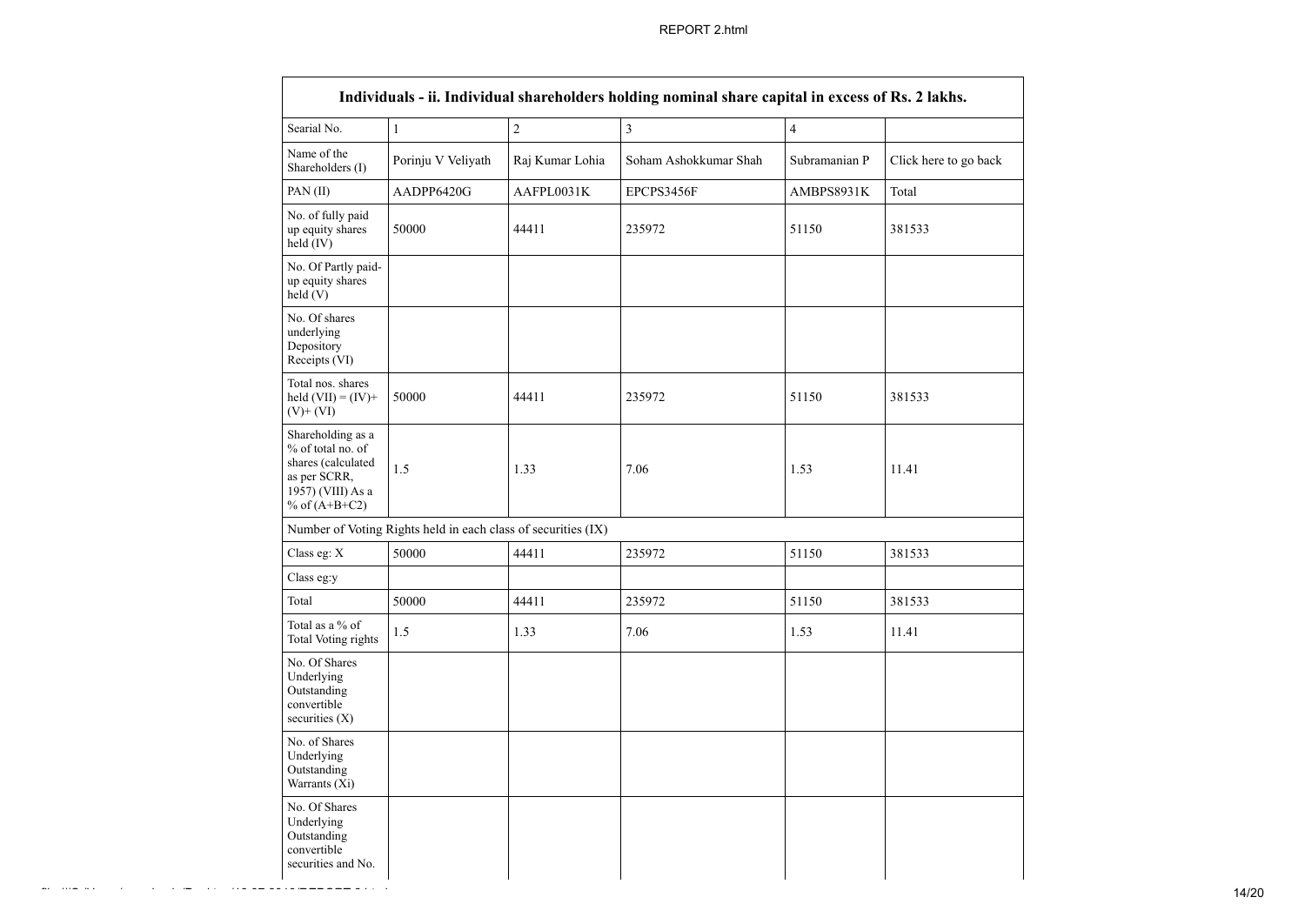| Individuals - ii. Individual shareholders holding nominal share capital in excess of Rs. 2 lakhs. | | | | | |
|---|---|---|---|---|---|
| Searial No. | 1 | 2 | 3 | 4 | |
| Name of the Shareholders (I) | Porinju V Veliyath | Raj Kumar Lohia | Soham Ashokkumar Shah | Subramanian P | Click here to go back |
| PAN (II) | AADPP6420G | AAFPL0031K | EPCPS3456F | AMBPS8931K | Total |
| No. of fully paid up equity shares held (IV) | 50000 | 44411 | 235972 | 51150 | 381533 |
| No. Of Partly paid-up equity shares held (V) | | | | | |
| No. Of shares underlying Depository Receipts (VI) | | | | | |
| Total nos. shares held (VII) = (IV)+ (V)+ (VI) | 50000 | 44411 | 235972 | 51150 | 381533 |
| Shareholding as a % of total no. of shares (calculated as per SCRR, 1957) (VIII) As a % of (A+B+C2) | 1.5 | 1.33 | 7.06 | 1.53 | 11.41 |
| Number of Voting Rights held in each class of securities (IX) | | | | | |
| Class eg: X | 50000 | 44411 | 235972 | 51150 | 381533 |
| Class eg:y | | | | | |
| Total | 50000 | 44411 | 235972 | 51150 | 381533 |
| Total as a % of Total Voting rights | 1.5 | 1.33 | 7.06 | 1.53 | 11.41 |
| No. Of Shares Underlying Outstanding convertible securities (X) | | | | | |
| No. of Shares Underlying Outstanding Warrants (Xi) | | | | | |
| No. Of Shares Underlying Outstanding convertible securities and No. | | | | | |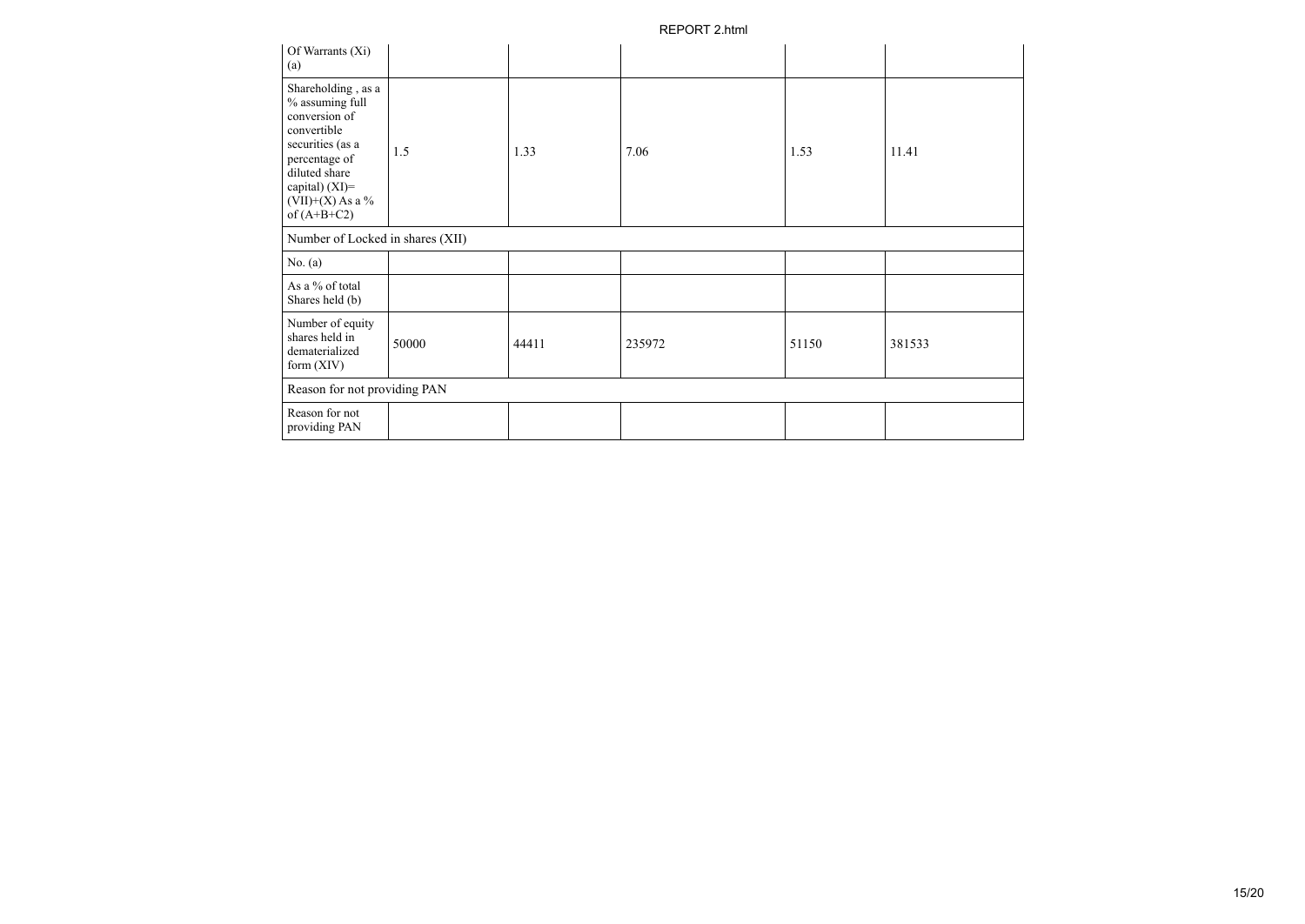| Of Warrants (Xi) (a) | | | | | |
|---|---|---|---|---|---|
| Shareholding , as a % assuming full conversion of convertible securities (as a percentage of diluted share capital) (XI)= (VII)+(X) As a % of (A+B+C2) | 1.5 | 1.33 | 7.06 | 1.53 | 11.41 |
| Number of Locked in shares (XII) | | | | | |
| No. (a) | | | | | |
| As a % of total Shares held (b) | | | | | |
| Number of equity shares held in dematerialized form (XIV) | 50000 | 44411 | 235972 | 51150 | 381533 |
| Reason for not providing PAN | | | | | |
| Reason for not providing PAN | | | | | |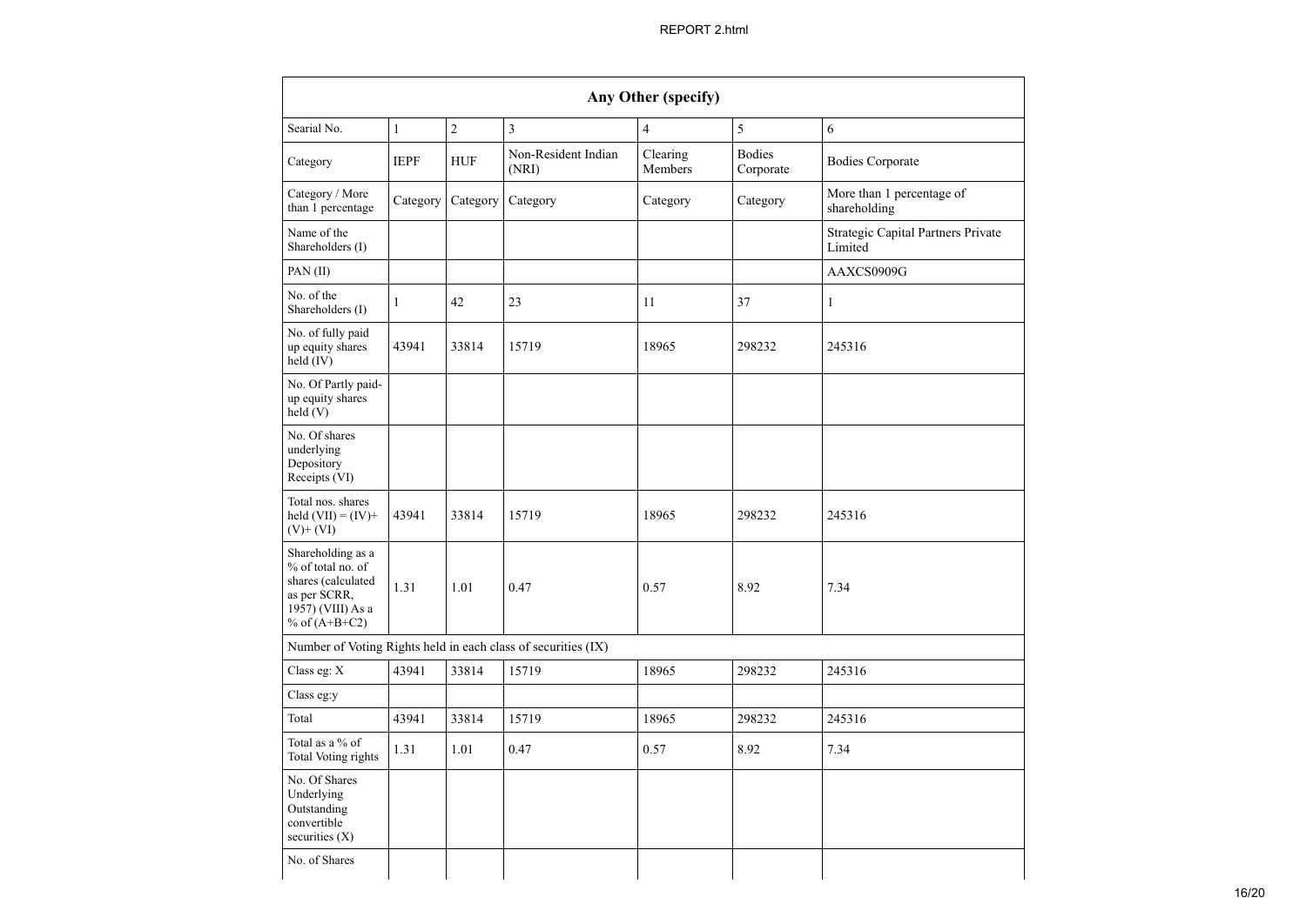| Any Other (specify) | | | | | | |
|---|---|---|---|---|---|---|
| Searial No. | 1 | 2 | 3 | 4 | 5 | 6 |
| Category | IEPF | HUF | Non-Resident Indian (NRI) | Clearing Members | Bodies Corporate | Bodies Corporate |
| Category / More than 1 percentage | Category | Category | Category | Category | Category | More than 1 percentage of shareholding |
| Name of the Shareholders (I) | | | | | | Strategic Capital Partners Private Limited |
| PAN (II) | | | | | | AAXCS0909G |
| No. of the Shareholders (I) | 1 | 42 | 23 | 11 | 37 | 1 |
| No. of fully paid up equity shares held (IV) | 43941 | 33814 | 15719 | 18965 | 298232 | 245316 |
| No. Of Partly paid-up equity shares held (V) | | | | | | |
| No. Of shares underlying Depository Receipts (VI) | | | | | | |
| Total nos. shares held (VII) = (IV)+ (V)+ (VI) | 43941 | 33814 | 15719 | 18965 | 298232 | 245316 |
| Shareholding as a % of total no. of shares (calculated as per SCRR, 1957) (VIII) As a % of (A+B+C2) | 1.31 | 1.01 | 0.47 | 0.57 | 8.92 | 7.34 |
| Number of Voting Rights held in each class of securities (IX) | | | | | | |
| Class eg: X | 43941 | 33814 | 15719 | 18965 | 298232 | 245316 |
| Class eg:y | | | | | | |
| Total | 43941 | 33814 | 15719 | 18965 | 298232 | 245316 |
| Total as a % of Total Voting rights | 1.31 | 1.01 | 0.47 | 0.57 | 8.92 | 7.34 |
| No. Of Shares Underlying Outstanding convertible securities (X) | | | | | | |
| No. of Shares | | | | | | |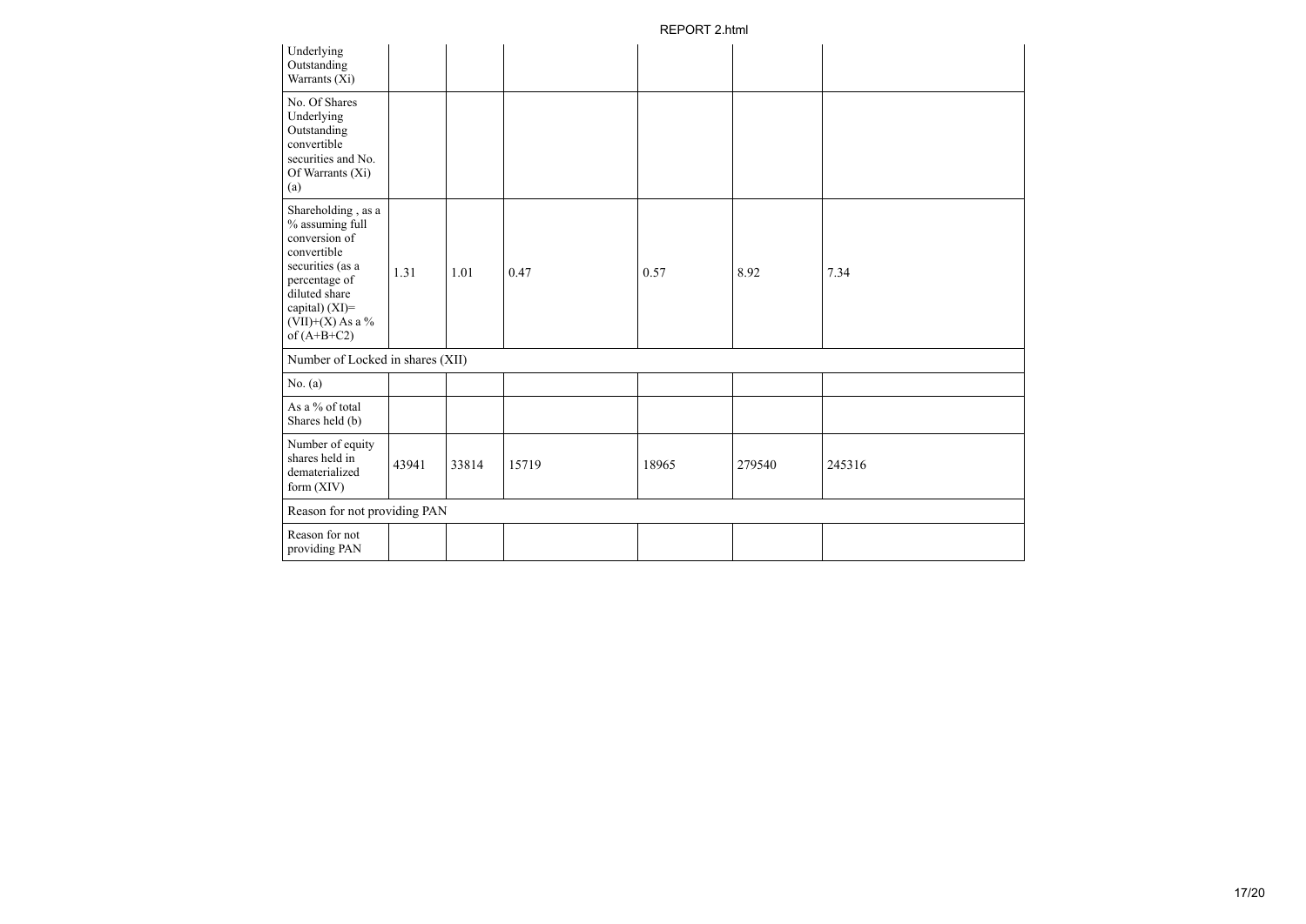| | | | | | | |
|---|---|---|---|---|---|---|
| Underlying Outstanding Warrants (Xi) | | | | | | |
| No. Of Shares Underlying Outstanding convertible securities and No. Of Warrants (Xi) (a) | | | | | | |
| Shareholding , as a % assuming full conversion of convertible securities (as a percentage of diluted share capital) (XI)= (VII)+(X) As a % of (A+B+C2) | 1.31 | 1.01 | 0.47 | 0.57 | 8.92 | 7.34 |
| Number of Locked in shares (XII) | | | | | | |
| No. (a) | | | | | | |
| As a % of total Shares held (b) | | | | | | |
| Number of equity shares held in dematerialized form (XIV) | 43941 | 33814 | 15719 | 18965 | 279540 | 245316 |
| Reason for not providing PAN | | | | | | |
| Reason for not providing PAN | | | | | | |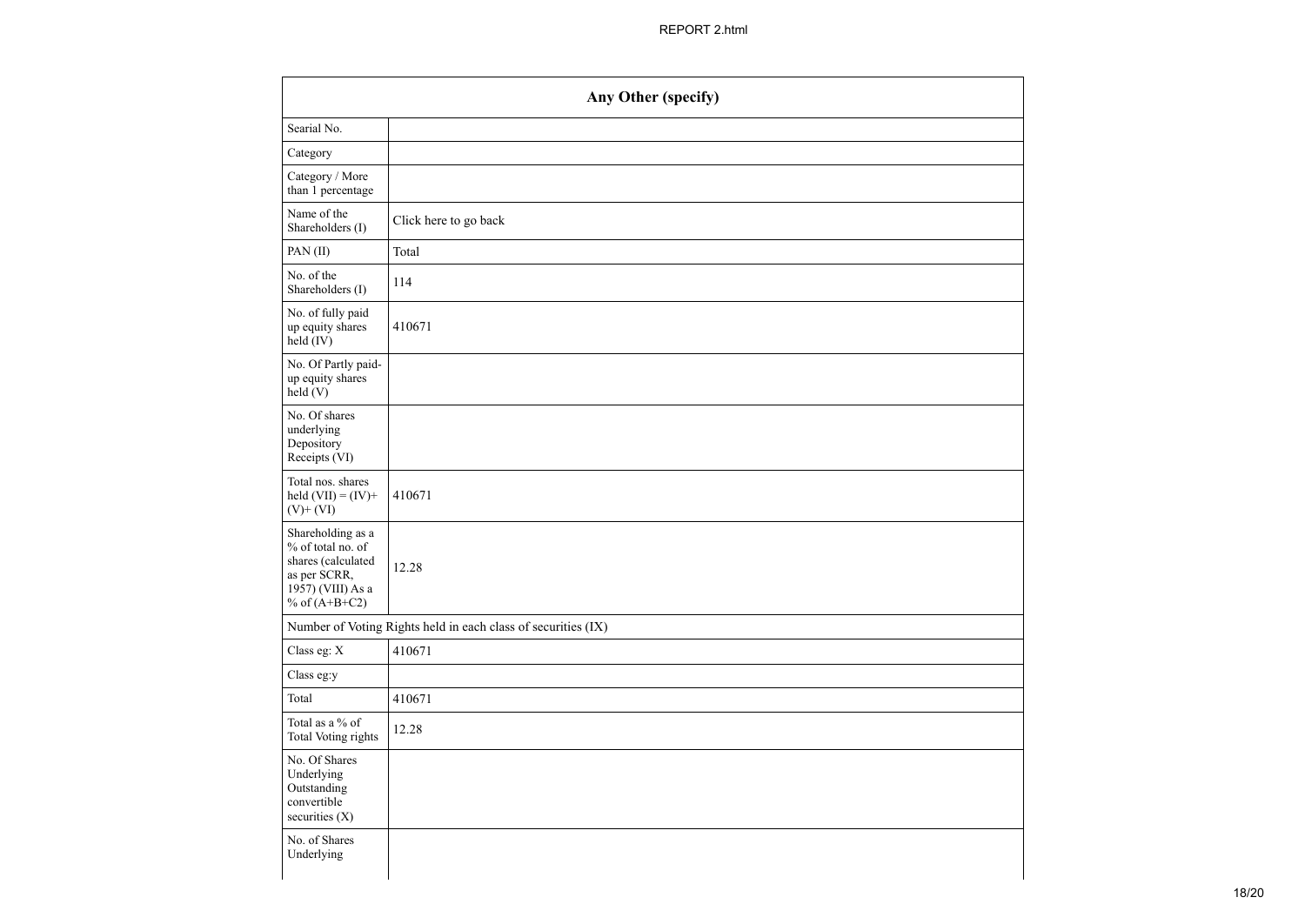| Any Other (specify) | |
|---|---|
| Searial No. | |
| Category | |
| Category / More than 1 percentage | |
| Name of the Shareholders (I) | Click here to go back |
| PAN (II) | Total |
| No. of the Shareholders (I) | 114 |
| No. of fully paid up equity shares held (IV) | 410671 |
| No. Of Partly paid-up equity shares held (V) | |
| No. Of shares underlying Depository Receipts (VI) | |
| Total nos. shares held (VII) = (IV)+ (V)+ (VI) | 410671 |
| Shareholding as a % of total no. of shares (calculated as per SCRR, 1957) (VIII) As a % of (A+B+C2) | 12.28 |
| Number of Voting Rights held in each class of securities (IX) | |
| Class eg: X | 410671 |
| Class eg:y | |
| Total | 410671 |
| Total as a % of Total Voting rights | 12.28 |
| No. Of Shares Underlying Outstanding convertible securities (X) | |
| No. of Shares Underlying | |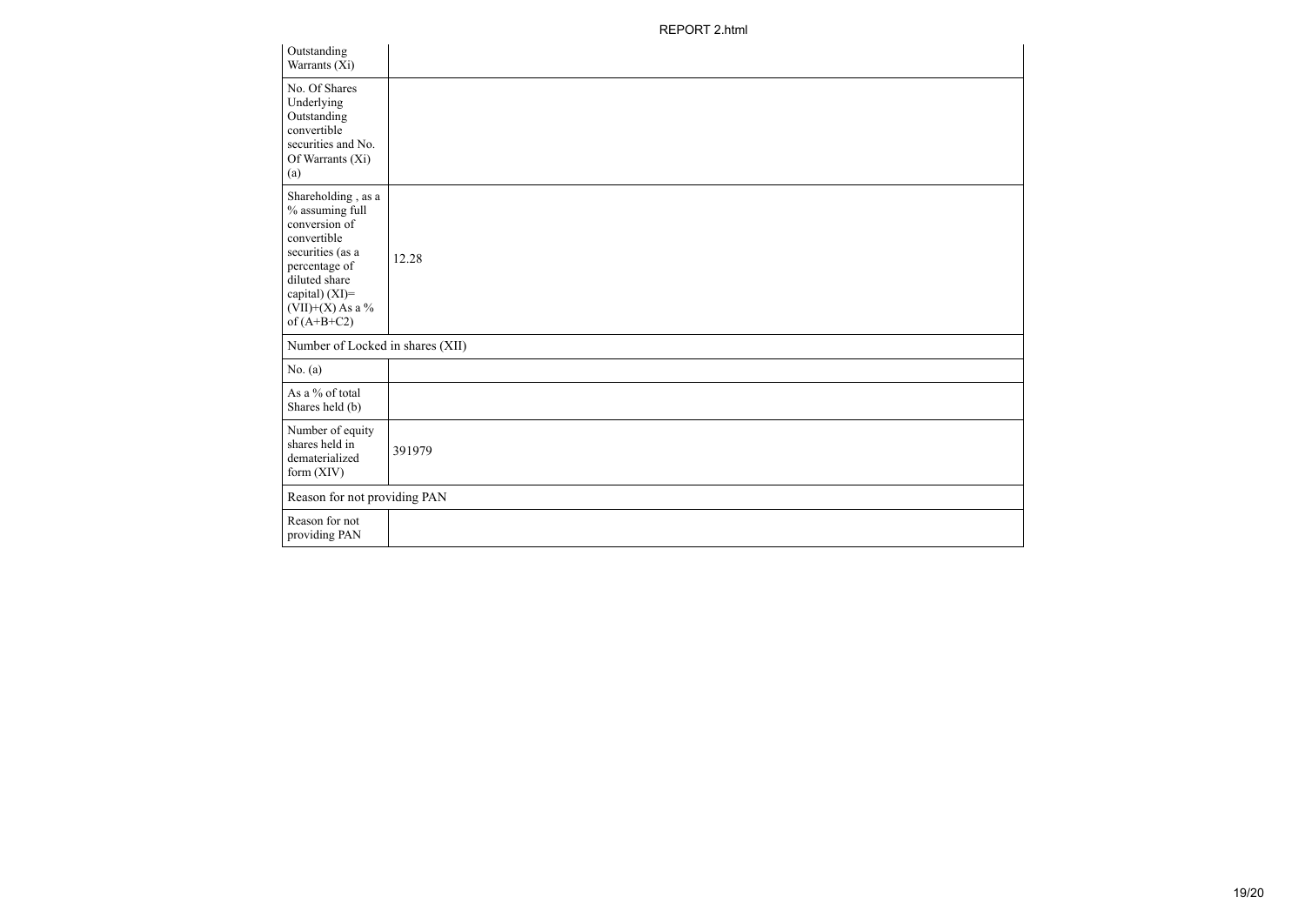| | |
|---|---|
| Outstanding Warrants (Xi) | |
| No. Of Shares Underlying Outstanding convertible securities and No. Of Warrants (Xi) (a) | |
| Shareholding , as a % assuming full conversion of convertible securities (as a percentage of diluted share capital) (XI)= (VII)+(X) As a % of (A+B+C2) | 12.28 |
| Number of Locked in shares (XII) | |
| No. (a) | |
| As a % of total Shares held (b) | |
| Number of equity shares held in dematerialized form (XIV) | 391979 |
| Reason for not providing PAN | |
| Reason for not providing PAN | |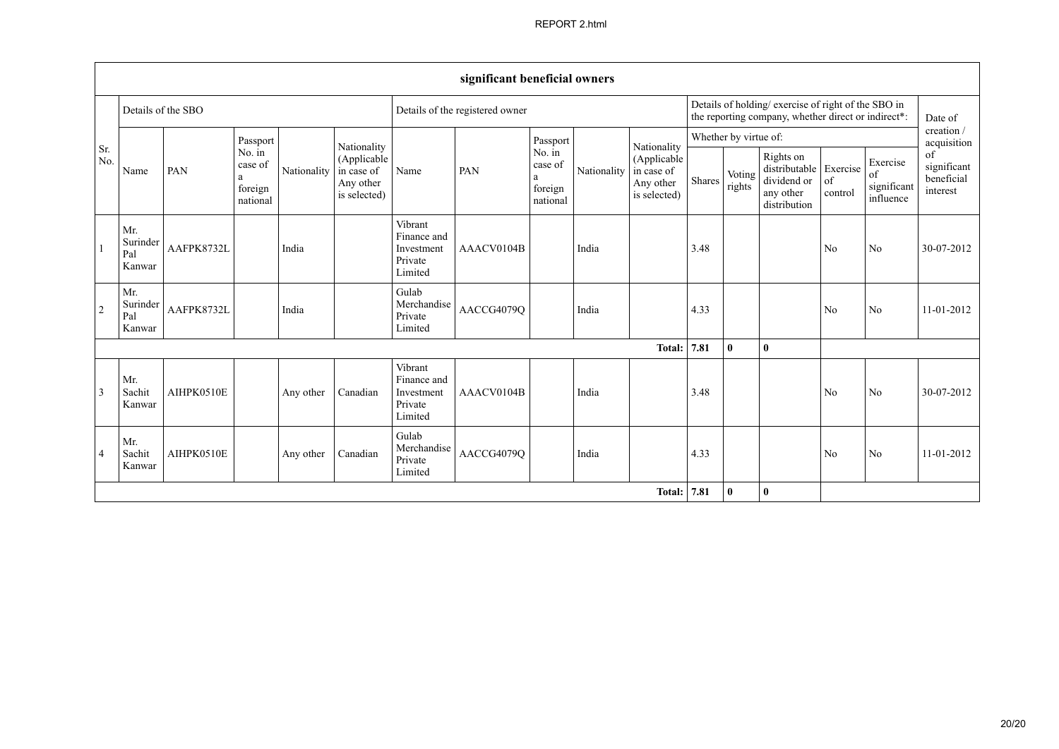| significant beneficial owners | | | | | | | | | | | | | | | | |
|---|---|---|---|---|---|---|---|---|---|---|---|---|---|---|---|---|
| Sr. No. | Details of the SBO | | | | | Details of the registered owner | | | | | Details of holding/ exercise of right of the SBO in the reporting company, whether direct or indirect*: | | | | | Date of creation / acquisition of significant beneficial interest |
| | | | | | | | | | | | Whether by virtue of: | | | | | |
| | Name | PAN | Passport No. in case of a foreign national | Nationality | Nationality (Applicable in case of Any other is selected) | Name | PAN | Passport No. in case of a foreign national | Nationality | Nationality (Applicable in case of Any other is selected) | Shares | Voting rights | Rights on distributable dividend or any other distribution | Exercise of control | Exercise of significant influence | |
| 1 | Mr. Surinder Pal Kanwar | AAFPK8732L | | India | | Vibrant Finance and Investment Private Limited | AAACV0104B | | India | | 3.48 | | | No | No | 30-07-2012 |
| 2 | Mr. Surinder Pal Kanwar | AAFPK8732L | | India | | Gulab Merchandise Private Limited | AACCG4079Q | | India | | 4.33 | | | No | No | 11-01-2012 |
| | | | | | | | | | | **Total:** | **7.81** | **0** | **0** | | | |
| 3 | Mr. Sachit Kanwar | AIHPK0510E | | Any other | Canadian | Vibrant Finance and Investment Private Limited | AAACV0104B | | India | | 3.48 | | | No | No | 30-07-2012 |
| 4 | Mr. Sachit Kanwar | AIHPK0510E | | Any other | Canadian | Gulab Merchandise Private Limited | AACCG4079Q | | India | | 4.33 | | | No | No | 11-01-2012 |
| | | | | | | | | | | **Total:** | **7.81** | **0** | **0** | | | |